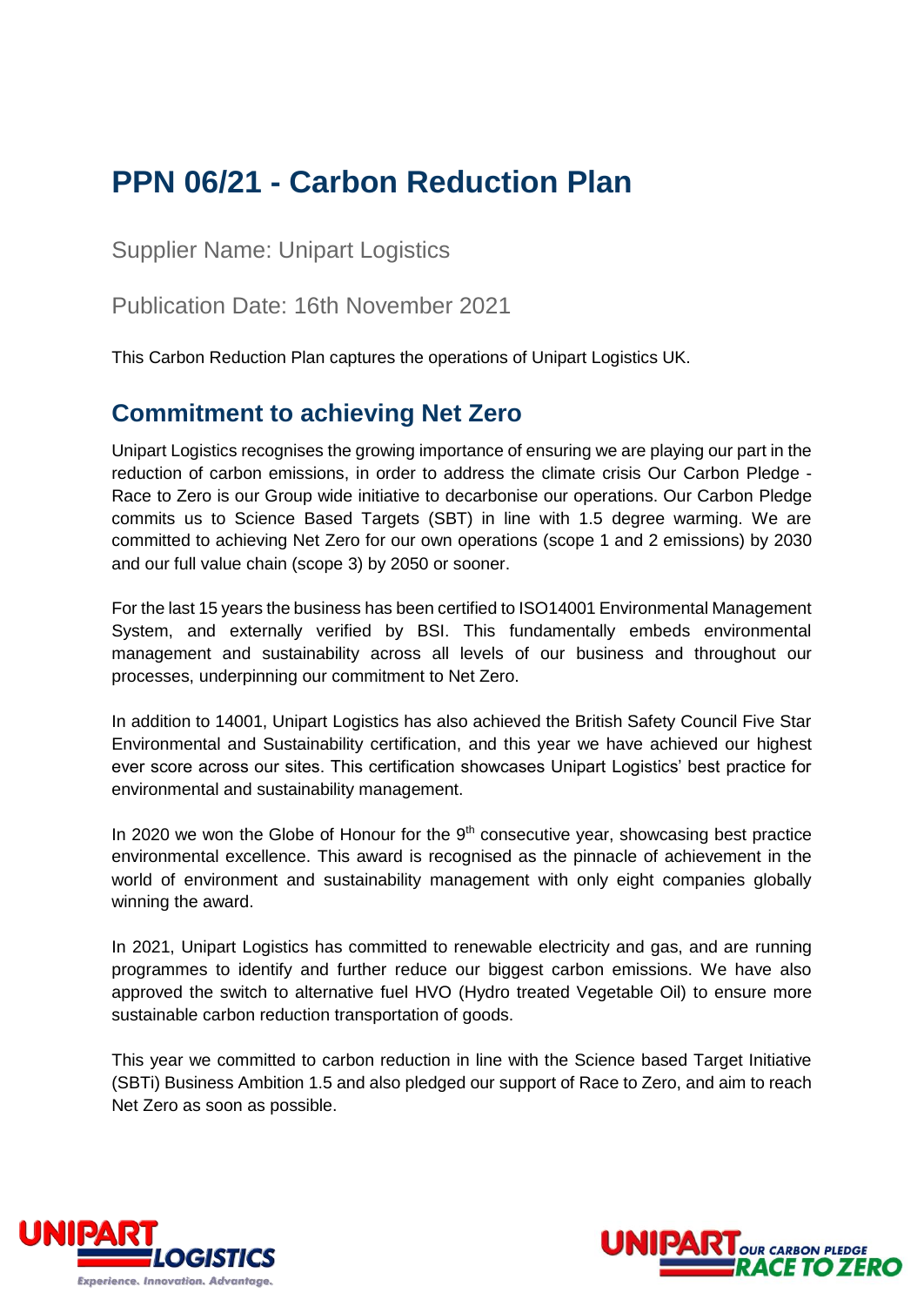# PPN 06/21 - Carbon Reduction Plan

Supplier Name: Unipart Logistics

Publication Date: 16th November 2021

This Carbon Reduction Plan captures the operations of Unipart Logistics UK.

## Commitment to achieving Net Zero

Unipart Logistics recognises the growing importance of ensuring we are playing our part in the reduction of carbon emissions, in order to address the climate crisis Our Carbon Pledge - Race to Zero is our Group wide initiative to decarbonise our operations. Our Carbon Pledge commits us to Science Based Targets (SBT) in line with 1.5 degree warming. We are committed to achieving Net Zero for our own operations (scope 1 and 2 emissions) by 2030 and our full value chain (scope 3) by 2050 or sooner.

For the last 15 years the business has been certified to ISO14001 Environmental Management System, and externally verified by BSI. This fundamentally embeds environmental management and sustainability across all levels of our business and throughout our processes, underpinning our commitment to Net Zero.

In addition to 14001, Unipart Logistics has also achieved the British Safety Council Five Star Environmental and Sustainability certification, and this year we have achieved our highest ever score across our sites. This certification showcases Unipart Logistics' best practice for environmental and sustainability management.

In 2020 we won the Globe of Honour for the 9th consecutive year, showcasing best practice environmental excellence. This award is recognised as the pinnacle of achievement in the world of environment and sustainability management with only eight companies globally winning the award.

In 2021, Unipart Logistics has committed to renewable electricity and gas, and are running programmes to identify and further reduce our biggest carbon emissions. We have also approved the switch to alternative fuel HVO (Hydro treated Vegetable Oil) to ensure more sustainable carbon reduction transportation of goods.

This year we committed to carbon reduction in line with the Science based Target Initiative (SBTi) Business Ambition 1.5 and also pledged our support of Race to Zero, and aim to reach Net Zero as soon as possible.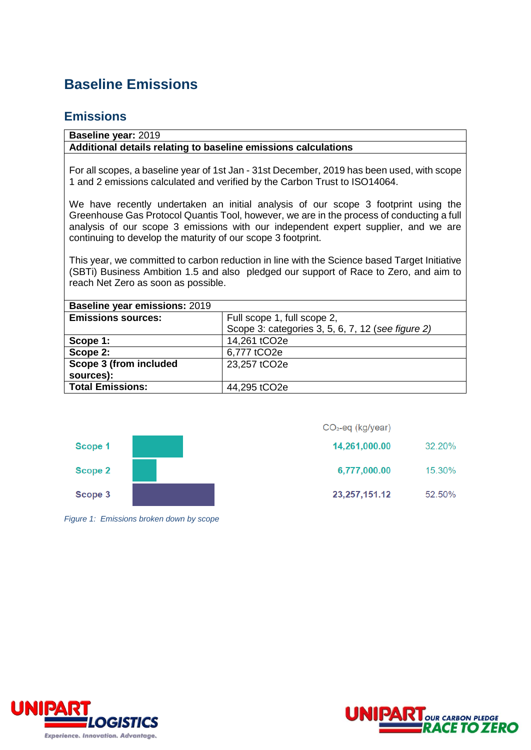# Baseline Emissions

## Emissions

| **Baseline year:** 2019 |
|---|
| **Additional details relating to baseline emissions calculations** |
| For all scopes, a baseline year of 1st Jan - 31st December, 2019 has been used, with scope 1 and 2 emissions calculated and verified by the Carbon Trust to ISO14064.<br><br>We have recently undertaken an initial analysis of our scope 3 footprint using the Greenhouse Gas Protocol Quantis Tool, however, we are in the process of conducting a full analysis of our scope 3 emissions with our independent expert supplier, and we are continuing to develop the maturity of our scope 3 footprint.<br><br>This year, we committed to carbon reduction in line with the Science based Target Initiative (SBTi) Business Ambition 1.5 and also pledged our support of Race to Zero, and aim to reach Net Zero as soon as possible. |

| **Baseline year emissions:** 2019 | |
|---|---|
| **Emissions sources:** | Full scope 1, full scope 2,<br>Scope 3: categories 3, 5, 6, 7, 12 (*see figure 2*) |
| **Scope 1:** | 14,261 tCO2e |
| **Scope 2:** | 6,777 tCO2e |
| **Scope 3 (from included sources):** | 23,257 tCO2e |
| **Total Emissions:** | 44,295 tCO2e |

| | $CO_2$-eq (kg/year) | |
|---|---|---|
| Scope 1 | 14,261,000.00 | 32.20% |
| Scope 2 | 6,777,000.00 | 15.30% |
| Scope 3 | 23,257,151.12 | 52.50% |

*Figure 1: Emissions broken down by scope*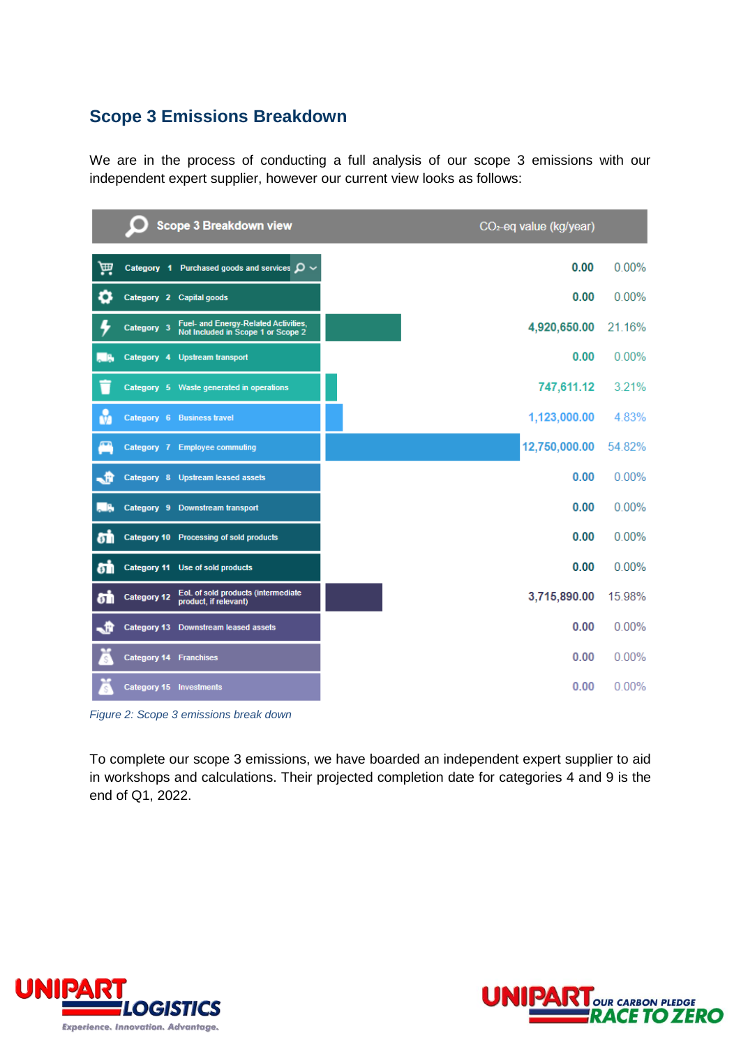## Scope 3 Emissions Breakdown

We are in the process of conducting a full analysis of our scope 3 emissions with our independent expert supplier, however our current view looks as follows:

| Scope 3 Breakdown view | | $CO_2$-eq value (kg/year) | |
|---|---|---|---|
| Category 1 | Purchased goods and services | 0.00 | 0.00% |
| Category 2 | Capital goods | 0.00 | 0.00% |
| Category 3 | Fuel- and Energy-Related Activities, Not Included in Scope 1 or Scope 2 | 4,920,650.00 | 21.16% |
| Category 4 | Upstream transport | 0.00 | 0.00% |
| Category 5 | Waste generated in operations | 747,611.12 | 3.21% |
| Category 6 | Business travel | 1,123,000.00 | 4.83% |
| Category 7 | Employee commuting | 12,750,000.00 | 54.82% |
| Category 8 | Upstream leased assets | 0.00 | 0.00% |
| Category 9 | Downstream transport | 0.00 | 0.00% |
| Category 10 | Processing of sold products | 0.00 | 0.00% |
| Category 11 | Use of sold products | 0.00 | 0.00% |
| Category 12 | EoL of sold products (intermediate product, if relevant) | 3,715,890.00 | 15.98% |
| Category 13 | Downstream leased assets | 0.00 | 0.00% |
| Category 14 | Franchises | 0.00 | 0.00% |
| Category 15 | Investments | 0.00 | 0.00% |

*Figure 2: Scope 3 emissions break down*

To complete our scope 3 emissions, we have boarded an independent expert supplier to aid in workshops and calculations. Their projected completion date for categories 4 and 9 is the end of Q1, 2022.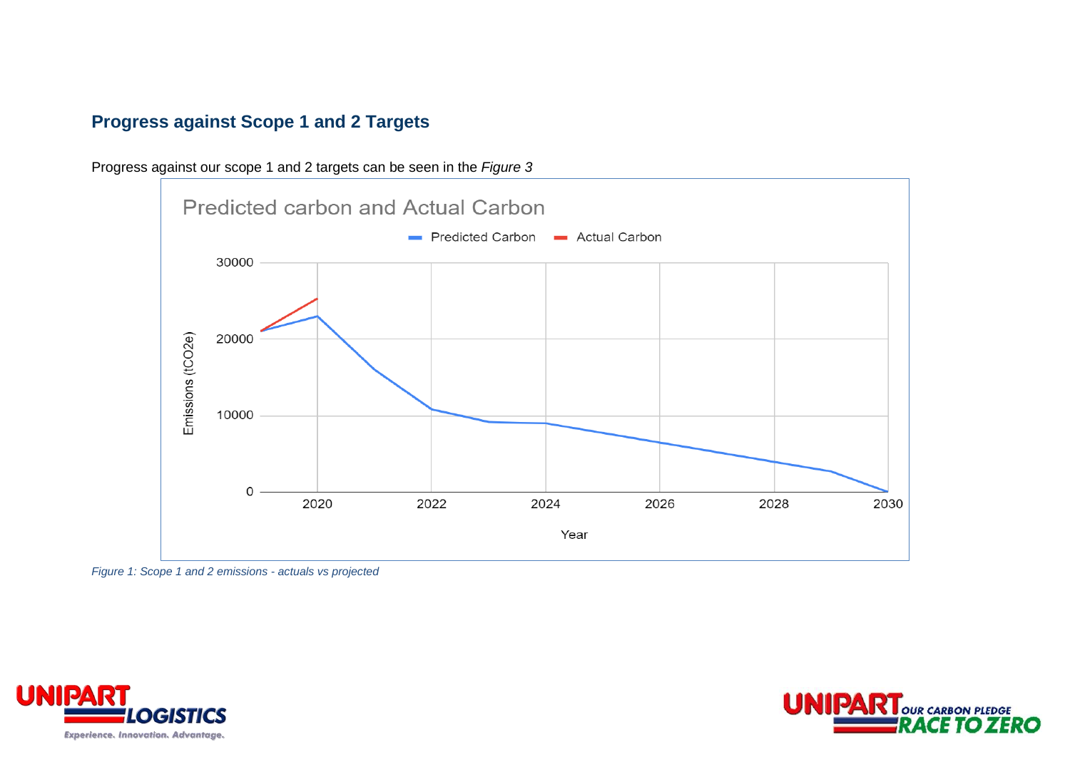## Progress against Scope 1 and 2 Targets

Progress against our scope 1 and 2 targets can be seen in the *Figure 3*

*Figure 1: Scope 1 and 2 emissions - actuals vs projected*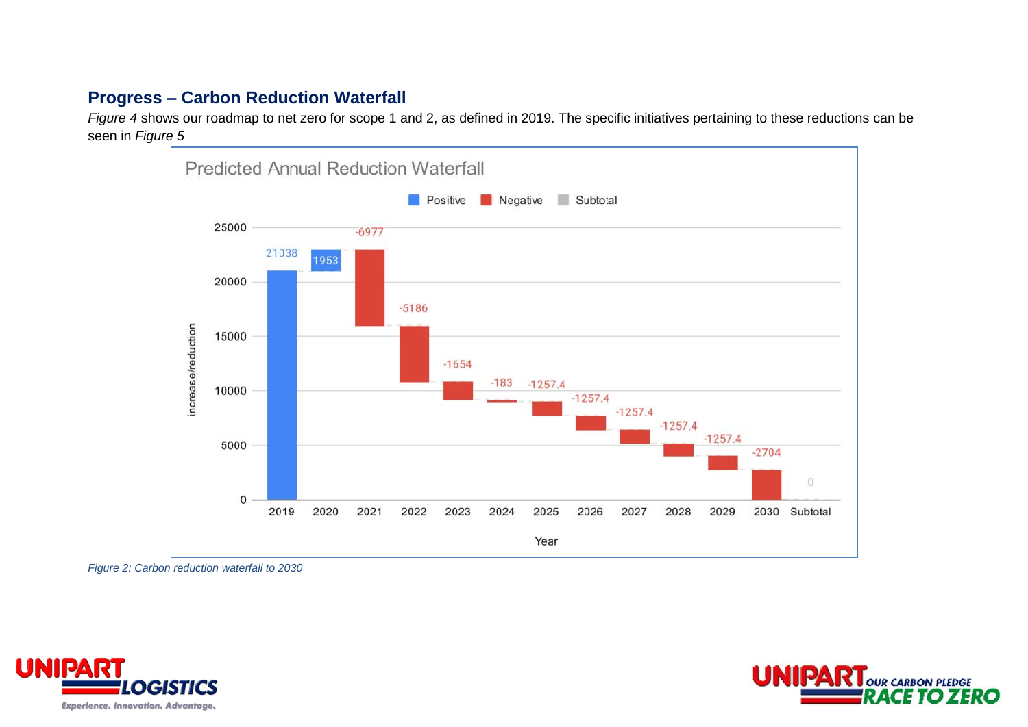## Progress – Carbon Reduction Waterfall

*Figure 4* shows our roadmap to net zero for scope 1 and 2, as defined in 2019. The specific initiatives pertaining to these reductions can be seen in *Figure 5*

Predicted Annual Reduction Waterfall

| Year | Type | Value |
|---|---|---|
| 2019 | Positive | 21038 |
| 2020 | Positive | 1953 |
| 2021 | Negative | -6977 |
| 2022 | Negative | -5186 |
| 2023 | Negative | -1654 |
| 2024 | Negative | -183 |
| 2025 | Negative | -1257.4 |
| 2026 | Negative | -1257.4 |
| 2027 | Negative | -1257.4 |
| 2028 | Negative | -1257.4 |
| 2029 | Negative | -1257.4 |
| 2030 | Negative | -2704 |
| Subtotal | Subtotal | 0 |

*Figure 2: Carbon reduction waterfall to 2030*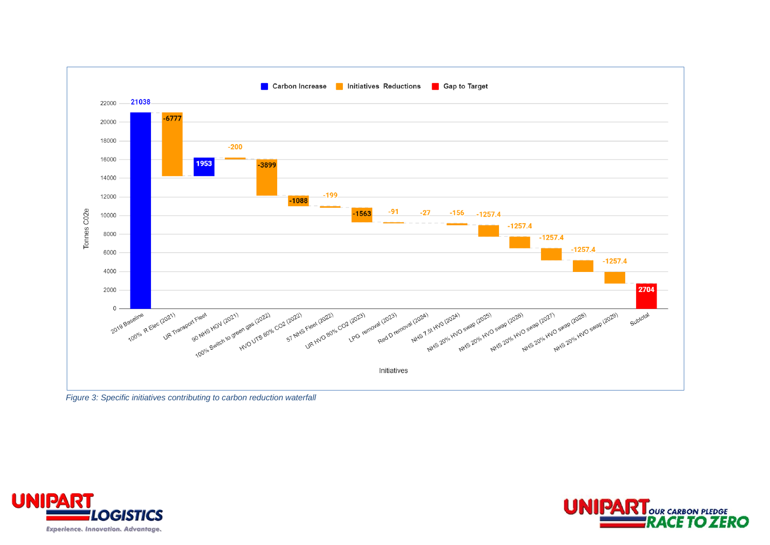| Initiative | Tonnes CO2e | Type |
|---|---|---|
| 2019 Baseline | 21038 | Carbon Increase |
| 100% R Elec (2021) | -6777 | Initiatives Reductions |
| UR Transport Fleet | 1953 | Carbon Increase |
| 90 NHS HGV (2021) | -200 | Initiatives Reductions |
| 100% Switch to green gas (2022) | -3899 | Initiatives Reductions |
| HVO UTS 80% CO2 (2022) | -1088 | Initiatives Reductions |
| 57 NHS Fleet (2022) | -199 | Initiatives Reductions |
| UR HVO 80% CO2 (2023) | -1563 | Initiatives Reductions |
| LPG removal (2023) | -91 | Initiatives Reductions |
| Red D removal (2024) | -27 | Initiatives Reductions |
| NHS 7.5t HVO (2024) | -156 | Initiatives Reductions |
| NHS 20% HVO swap (2025) | -1257.4 | Initiatives Reductions |
| NHS 20% HVO swap (2026) | -1257.4 | Initiatives Reductions |
| NHS 20% HVO swap (2027) | -1257.4 | Initiatives Reductions |
| NHS 20% HVO swap (2028) | -1257.4 | Initiatives Reductions |
| NHS 20% HVO swap (2029) | -1257.4 | Initiatives Reductions |
| Subtotal | 2704 | Gap to Target |

*Figure 3: Specific initiatives contributing to carbon reduction waterfall*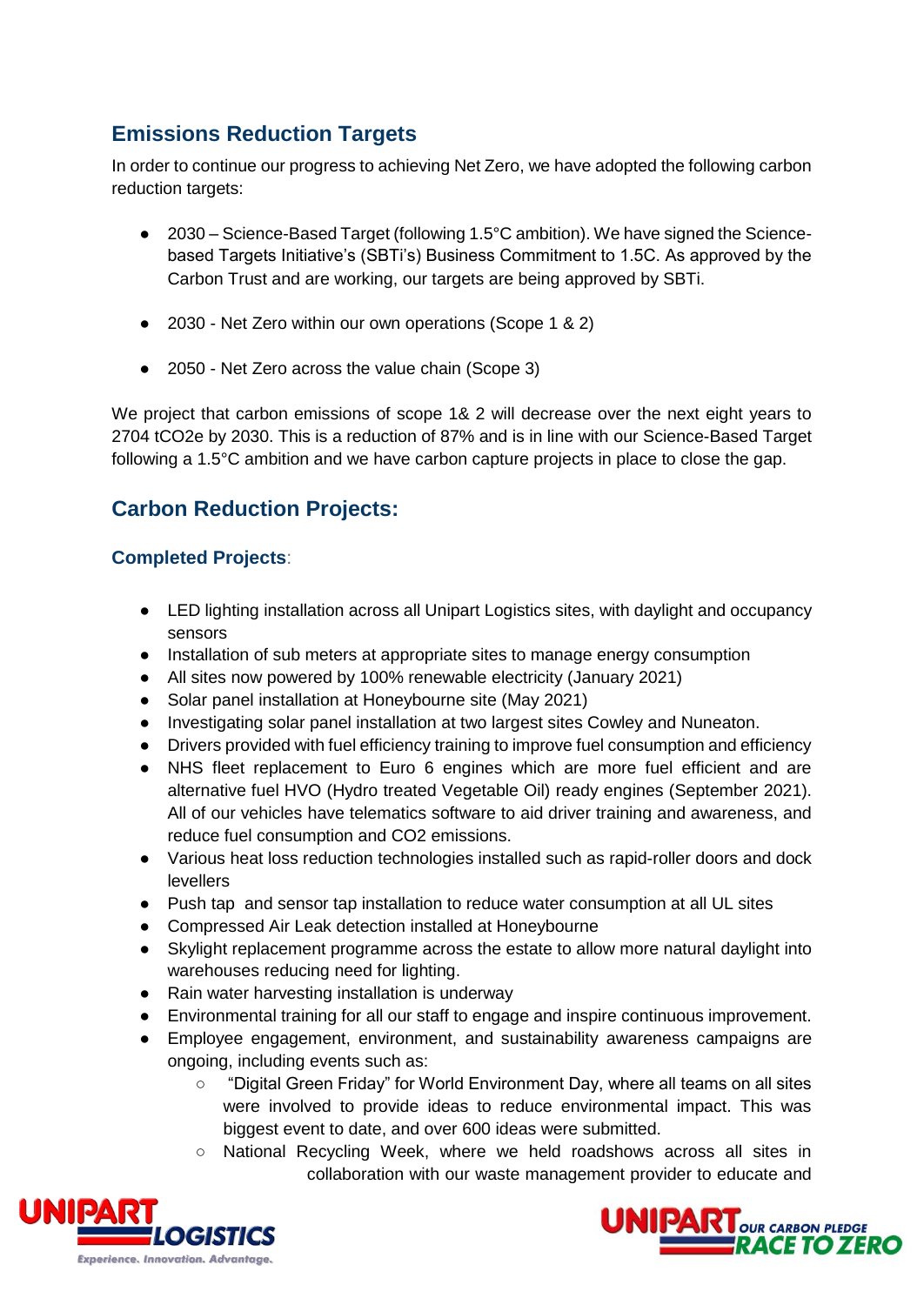## Emissions Reduction Targets

In order to continue our progress to achieving Net Zero, we have adopted the following carbon reduction targets:

- 2030 – Science-Based Target (following 1.5°C ambition). We have signed the Science-based Targets Initiative's (SBTi's) Business Commitment to 1.5C. As approved by the Carbon Trust and are working, our targets are being approved by SBTi.
- 2030 - Net Zero within our own operations (Scope 1 & 2)
- 2050 - Net Zero across the value chain (Scope 3)

We project that carbon emissions of scope 1& 2 will decrease over the next eight years to 2704 tCO2e by 2030. This is a reduction of 87% and is in line with our Science-Based Target following a 1.5°C ambition and we have carbon capture projects in place to close the gap.

## Carbon Reduction Projects:

### Completed Projects:

- LED lighting installation across all Unipart Logistics sites, with daylight and occupancy sensors
- Installation of sub meters at appropriate sites to manage energy consumption
- All sites now powered by 100% renewable electricity (January 2021)
- Solar panel installation at Honeybourne site (May 2021)
- Investigating solar panel installation at two largest sites Cowley and Nuneaton.
- Drivers provided with fuel efficiency training to improve fuel consumption and efficiency
- NHS fleet replacement to Euro 6 engines which are more fuel efficient and are alternative fuel HVO (Hydro treated Vegetable Oil) ready engines (September 2021). All of our vehicles have telematics software to aid driver training and awareness, and reduce fuel consumption and CO2 emissions.
- Various heat loss reduction technologies installed such as rapid-roller doors and dock levellers
- Push tap and sensor tap installation to reduce water consumption at all UL sites
- Compressed Air Leak detection installed at Honeybourne
- Skylight replacement programme across the estate to allow more natural daylight into warehouses reducing need for lighting.
- Rain water harvesting installation is underway
- Environmental training for all our staff to engage and inspire continuous improvement.
- Employee engagement, environment, and sustainability awareness campaigns are ongoing, including events such as:
  - "Digital Green Friday" for World Environment Day, where all teams on all sites were involved to provide ideas to reduce environmental impact. This was biggest event to date, and over 600 ideas were submitted.
  - National Recycling Week, where we held roadshows across all sites in collaboration with our waste management provider to educate and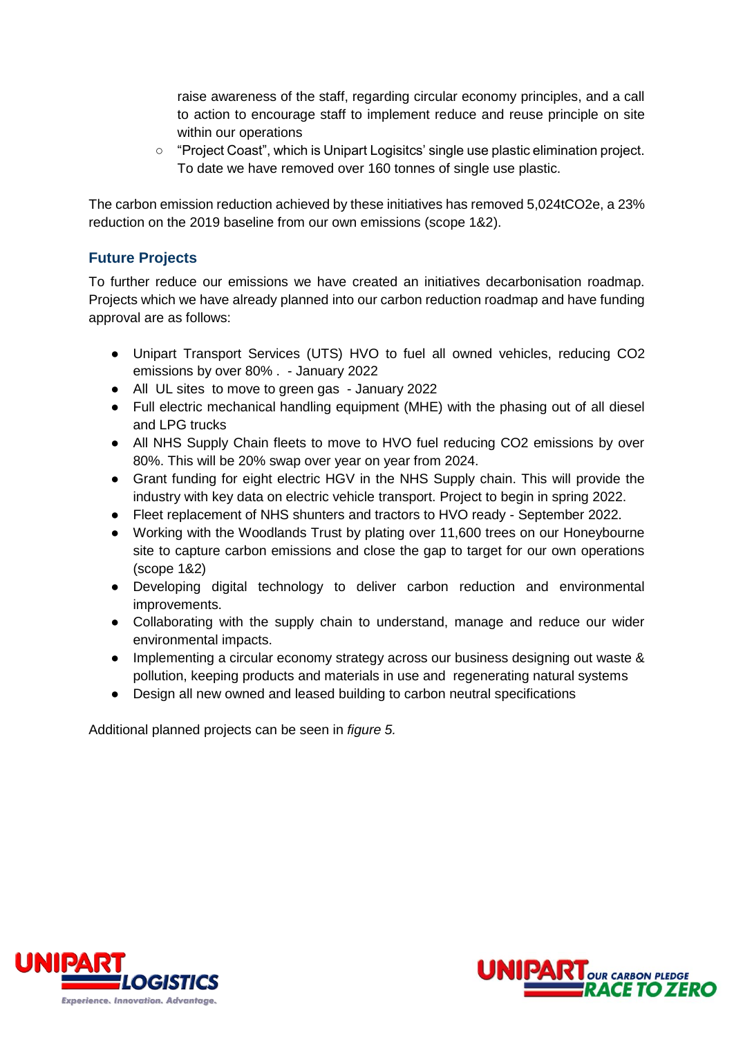raise awareness of the staff, regarding circular economy principles, and a call to action to encourage staff to implement reduce and reuse principle on site within our operations

  - "Project Coast", which is Unipart Logisitcs' single use plastic elimination project. To date we have removed over 160 tonnes of single use plastic.

The carbon emission reduction achieved by these initiatives has removed 5,024tCO2e, a 23% reduction on the 2019 baseline from our own emissions (scope 1&2).

## Future Projects

To further reduce our emissions we have created an initiatives decarbonisation roadmap. Projects which we have already planned into our carbon reduction roadmap and have funding approval are as follows:

- Unipart Transport Services (UTS) HVO to fuel all owned vehicles, reducing CO2 emissions by over 80% . - January 2022
- All UL sites to move to green gas - January 2022
- Full electric mechanical handling equipment (MHE) with the phasing out of all diesel and LPG trucks
- All NHS Supply Chain fleets to move to HVO fuel reducing CO2 emissions by over 80%. This will be 20% swap over year on year from 2024.
- Grant funding for eight electric HGV in the NHS Supply chain. This will provide the industry with key data on electric vehicle transport. Project to begin in spring 2022.
- Fleet replacement of NHS shunters and tractors to HVO ready - September 2022.
- Working with the Woodlands Trust by plating over 11,600 trees on our Honeybourne site to capture carbon emissions and close the gap to target for our own operations (scope 1&2)
- Developing digital technology to deliver carbon reduction and environmental improvements.
- Collaborating with the supply chain to understand, manage and reduce our wider environmental impacts.
- Implementing a circular economy strategy across our business designing out waste & pollution, keeping products and materials in use and regenerating natural systems
- Design all new owned and leased building to carbon neutral specifications

Additional planned projects can be seen in *figure 5.*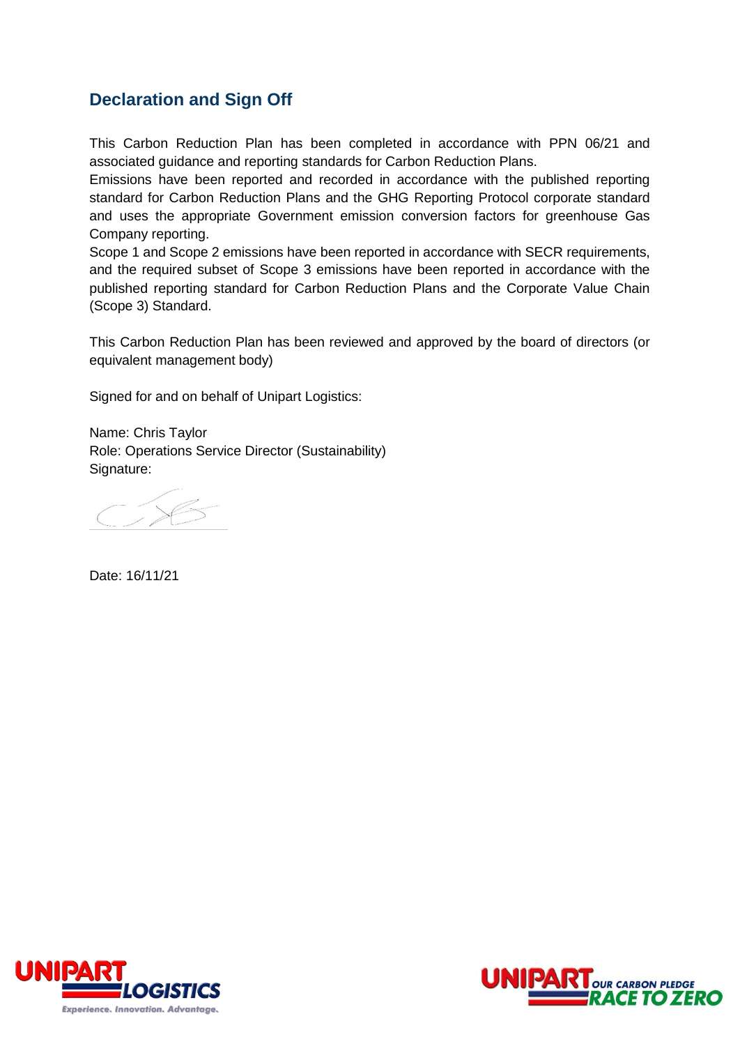## Declaration and Sign Off

This Carbon Reduction Plan has been completed in accordance with PPN 06/21 and associated guidance and reporting standards for Carbon Reduction Plans.
Emissions have been reported and recorded in accordance with the published reporting standard for Carbon Reduction Plans and the GHG Reporting Protocol corporate standard and uses the appropriate Government emission conversion factors for greenhouse Gas Company reporting.
Scope 1 and Scope 2 emissions have been reported in accordance with SECR requirements, and the required subset of Scope 3 emissions have been reported in accordance with the published reporting standard for Carbon Reduction Plans and the Corporate Value Chain (Scope 3) Standard.

This Carbon Reduction Plan has been reviewed and approved by the board of directors (or equivalent management body)

Signed for and on behalf of Unipart Logistics:

Name: Chris Taylor
Role: Operations Service Director (Sustainability)
Signature:

Date: 16/11/21